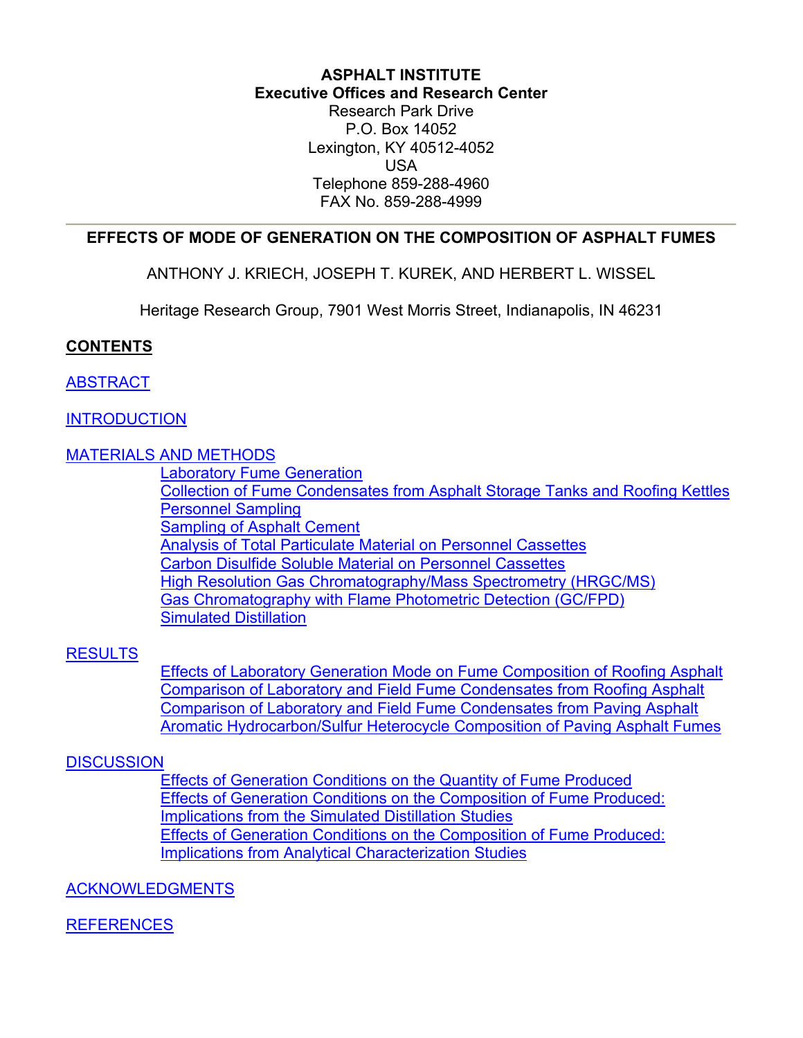**ASPHALT INSTITUTE**
**Executive Offices and Research Center**
Research Park Drive
P.O. Box 14052
Lexington, KY 40512-4052
USA
Telephone 859-288-4960
FAX No. 859-288-4999

---

# EFFECTS OF MODE OF GENERATION ON THE COMPOSITION OF ASPHALT FUMES

ANTHONY J. KRIECH, JOSEPH T. KUREK, AND HERBERT L. WISSEL

Heritage Research Group, 7901 West Morris Street, Indianapolis, IN 46231

## CONTENTS

ABSTRACT

INTRODUCTION

MATERIALS AND METHODS
- Laboratory Fume Generation
- Collection of Fume Condensates from Asphalt Storage Tanks and Roofing Kettles
- Personnel Sampling
- Sampling of Asphalt Cement
- Analysis of Total Particulate Material on Personnel Cassettes
- Carbon Disulfide Soluble Material on Personnel Cassettes
- High Resolution Gas Chromatography/Mass Spectrometry (HRGC/MS)
- Gas Chromatography with Flame Photometric Detection (GC/FPD)
- Simulated Distillation

RESULTS
- Effects of Laboratory Generation Mode on Fume Composition of Roofing Asphalt
- Comparison of Laboratory and Field Fume Condensates from Roofing Asphalt
- Comparison of Laboratory and Field Fume Condensates from Paving Asphalt
- Aromatic Hydrocarbon/Sulfur Heterocycle Composition of Paving Asphalt Fumes

DISCUSSION
- Effects of Generation Conditions on the Quantity of Fume Produced
- Effects of Generation Conditions on the Composition of Fume Produced: Implications from the Simulated Distillation Studies
- Effects of Generation Conditions on the Composition of Fume Produced: Implications from Analytical Characterization Studies

ACKNOWLEDGMENTS

REFERENCES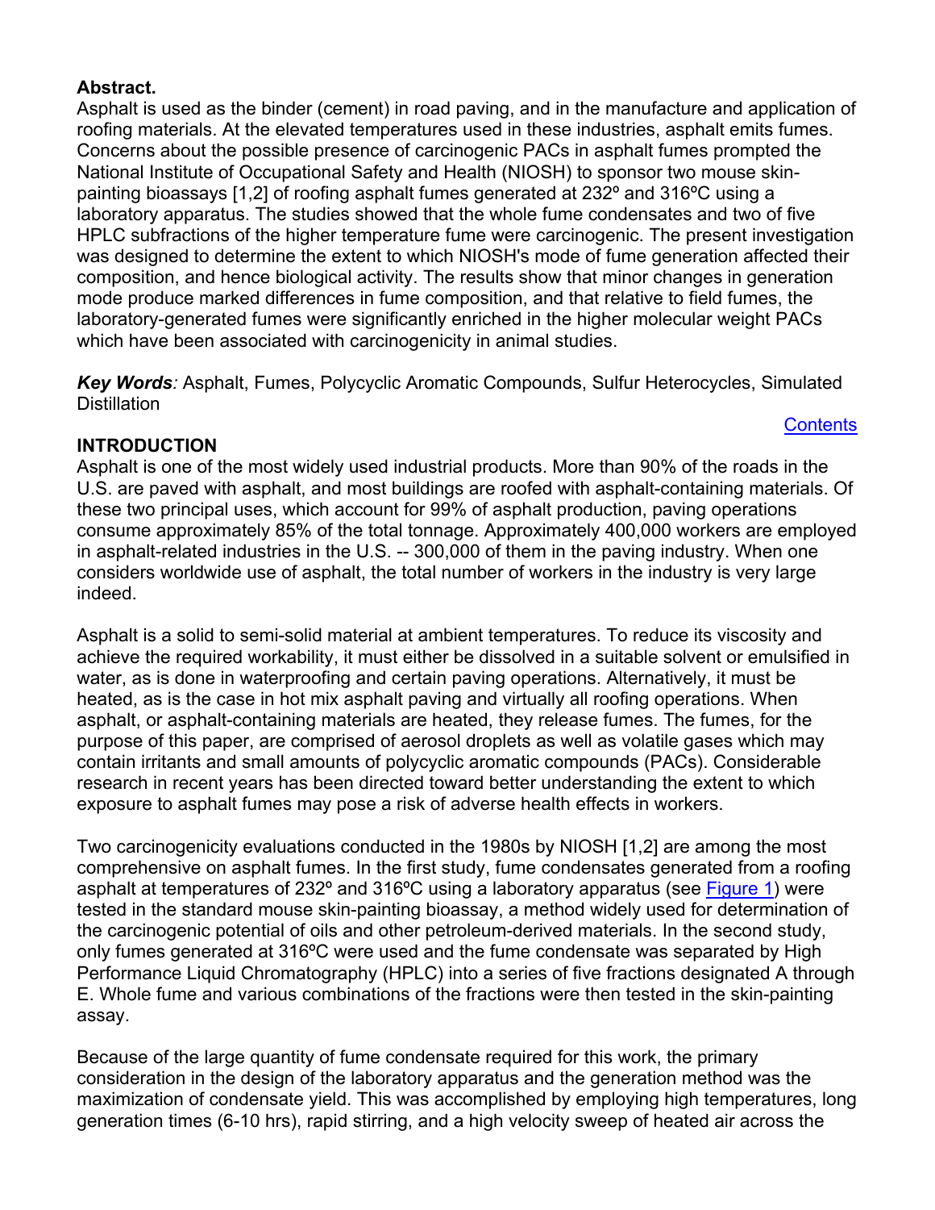**Abstract.**

Asphalt is used as the binder (cement) in road paving, and in the manufacture and application of roofing materials. At the elevated temperatures used in these industries, asphalt emits fumes. Concerns about the possible presence of carcinogenic PACs in asphalt fumes prompted the National Institute of Occupational Safety and Health (NIOSH) to sponsor two mouse skin-painting bioassays [1,2] of roofing asphalt fumes generated at 232º and 316ºC using a laboratory apparatus. The studies showed that the whole fume condensates and two of five HPLC subfractions of the higher temperature fume were carcinogenic. The present investigation was designed to determine the extent to which NIOSH's mode of fume generation affected their composition, and hence biological activity. The results show that minor changes in generation mode produce marked differences in fume composition, and that relative to field fumes, the laboratory-generated fumes were significantly enriched in the higher molecular weight PACs which have been associated with carcinogenicity in animal studies.

***Key Words**:* Asphalt, Fumes, Polycyclic Aromatic Compounds, Sulfur Heterocycles, Simulated Distillation

Contents

## INTRODUCTION

Asphalt is one of the most widely used industrial products. More than 90% of the roads in the U.S. are paved with asphalt, and most buildings are roofed with asphalt-containing materials. Of these two principal uses, which account for 99% of asphalt production, paving operations consume approximately 85% of the total tonnage. Approximately 400,000 workers are employed in asphalt-related industries in the U.S. -- 300,000 of them in the paving industry. When one considers worldwide use of asphalt, the total number of workers in the industry is very large indeed.

Asphalt is a solid to semi-solid material at ambient temperatures. To reduce its viscosity and achieve the required workability, it must either be dissolved in a suitable solvent or emulsified in water, as is done in waterproofing and certain paving operations. Alternatively, it must be heated, as is the case in hot mix asphalt paving and virtually all roofing operations. When asphalt, or asphalt-containing materials are heated, they release fumes. The fumes, for the purpose of this paper, are comprised of aerosol droplets as well as volatile gases which may contain irritants and small amounts of polycyclic aromatic compounds (PACs). Considerable research in recent years has been directed toward better understanding the extent to which exposure to asphalt fumes may pose a risk of adverse health effects in workers.

Two carcinogenicity evaluations conducted in the 1980s by NIOSH [1,2] are among the most comprehensive on asphalt fumes. In the first study, fume condensates generated from a roofing asphalt at temperatures of 232º and 316ºC using a laboratory apparatus (see Figure 1) were tested in the standard mouse skin-painting bioassay, a method widely used for determination of the carcinogenic potential of oils and other petroleum-derived materials. In the second study, only fumes generated at 316ºC were used and the fume condensate was separated by High Performance Liquid Chromatography (HPLC) into a series of five fractions designated A through E. Whole fume and various combinations of the fractions were then tested in the skin-painting assay.

Because of the large quantity of fume condensate required for this work, the primary consideration in the design of the laboratory apparatus and the generation method was the maximization of condensate yield. This was accomplished by employing high temperatures, long generation times (6-10 hrs), rapid stirring, and a high velocity sweep of heated air across the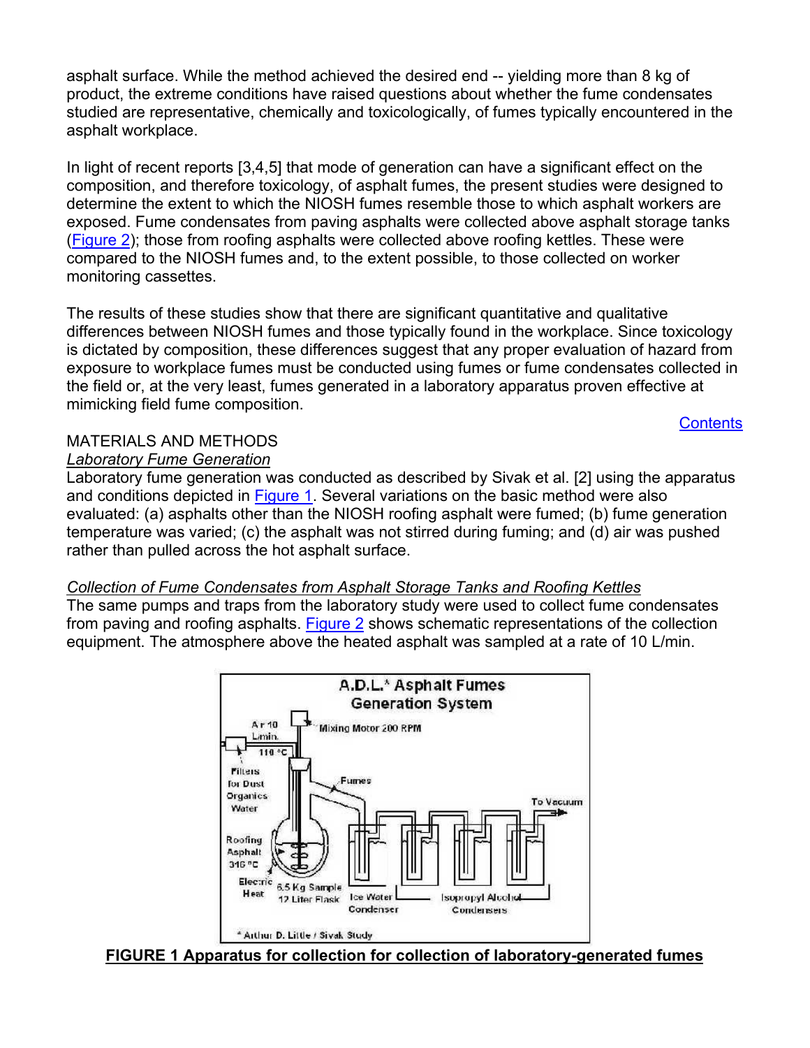asphalt surface. While the method achieved the desired end -- yielding more than 8 kg of product, the extreme conditions have raised questions about whether the fume condensates studied are representative, chemically and toxicologically, of fumes typically encountered in the asphalt workplace.

In light of recent reports [3,4,5] that mode of generation can have a significant effect on the composition, and therefore toxicology, of asphalt fumes, the present studies were designed to determine the extent to which the NIOSH fumes resemble those to which asphalt workers are exposed. Fume condensates from paving asphalts were collected above asphalt storage tanks (Figure 2); those from roofing asphalts were collected above roofing kettles. These were compared to the NIOSH fumes and, to the extent possible, to those collected on worker monitoring cassettes.

The results of these studies show that there are significant quantitative and qualitative differences between NIOSH fumes and those typically found in the workplace. Since toxicology is dictated by composition, these differences suggest that any proper evaluation of hazard from exposure to workplace fumes must be conducted using fumes or fume condensates collected in the field or, at the very least, fumes generated in a laboratory apparatus proven effective at mimicking field fume composition.

Contents

## MATERIALS AND METHODS

### *Laboratory Fume Generation*

Laboratory fume generation was conducted as described by Sivak et al. [2] using the apparatus and conditions depicted in Figure 1. Several variations on the basic method were also evaluated: (a) asphalts other than the NIOSH roofing asphalt were fumed; (b) fume generation temperature was varied; (c) the asphalt was not stirred during fuming; and (d) air was pushed rather than pulled across the hot asphalt surface.

### *Collection of Fume Condensates from Asphalt Storage Tanks and Roofing Kettles*

The same pumps and traps from the laboratory study were used to collect fume condensates from paving and roofing asphalts. Figure 2 shows schematic representations of the collection equipment. The atmosphere above the heated asphalt was sampled at a rate of 10 L/min.

A.D.L.* Asphalt Fumes Generation System

Air 10 L/min. | 110 °C | Mixing Motor 200 RPM | Filters for Dust Organics Water | Fumes | To Vacuum | Roofing Asphalt 316 °C | Electric Heat | 6.5 Kg Sample 12 Liter Flask | Ice Water Condenser | Isopropyl Alcohol Condensers

* Arthur D. Little / Sivak Study

**FIGURE 1 Apparatus for collection for collection of laboratory-generated fumes**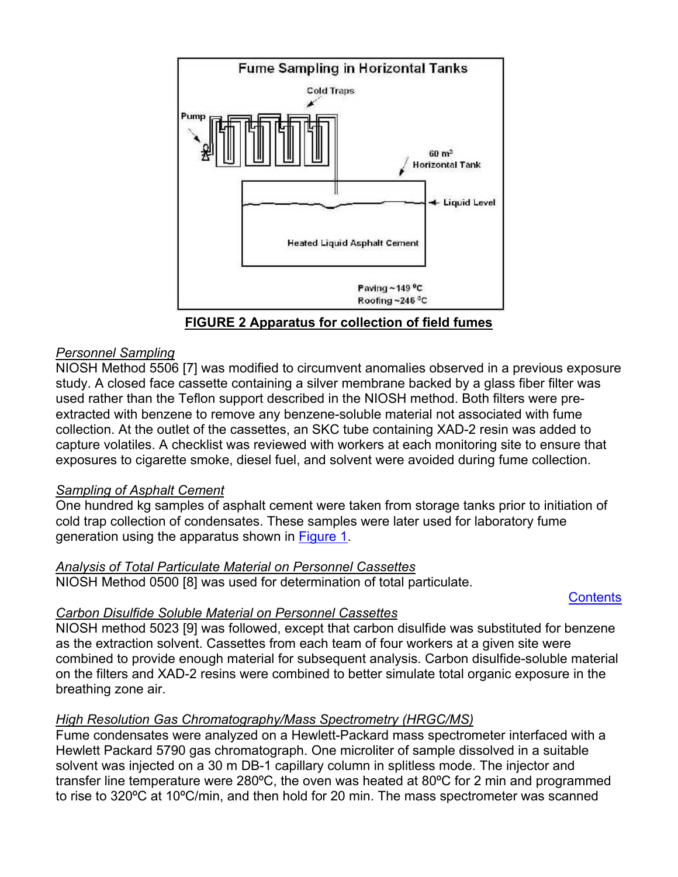FIGURE 2 Apparatus for collection of field fumes

*Personnel Sampling*
NIOSH Method 5506 [7] was modified to circumvent anomalies observed in a previous exposure study. A closed face cassette containing a silver membrane backed by a glass fiber filter was used rather than the Teflon support described in the NIOSH method. Both filters were pre-extracted with benzene to remove any benzene-soluble material not associated with fume collection. At the outlet of the cassettes, an SKC tube containing XAD-2 resin was added to capture volatiles. A checklist was reviewed with workers at each monitoring site to ensure that exposures to cigarette smoke, diesel fuel, and solvent were avoided during fume collection.

*Sampling of Asphalt Cement*
One hundred kg samples of asphalt cement were taken from storage tanks prior to initiation of cold trap collection of condensates. These samples were later used for laboratory fume generation using the apparatus shown in Figure 1.

*Analysis of Total Particulate Material on Personnel Cassettes*
NIOSH Method 0500 [8] was used for determination of total particulate.

Contents

*Carbon Disulfide Soluble Material on Personnel Cassettes*
NIOSH method 5023 [9] was followed, except that carbon disulfide was substituted for benzene as the extraction solvent. Cassettes from each team of four workers at a given site were combined to provide enough material for subsequent analysis. Carbon disulfide-soluble material on the filters and XAD-2 resins were combined to better simulate total organic exposure in the breathing zone air.

*High Resolution Gas Chromatography/Mass Spectrometry (HRGC/MS)*
Fume condensates were analyzed on a Hewlett-Packard mass spectrometer interfaced with a Hewlett Packard 5790 gas chromatograph. One microliter of sample dissolved in a suitable solvent was injected on a 30 m DB-1 capillary column in splitless mode. The injector and transfer line temperature were 280ºC, the oven was heated at 80ºC for 2 min and programmed to rise to 320ºC at 10ºC/min, and then hold for 20 min. The mass spectrometer was scanned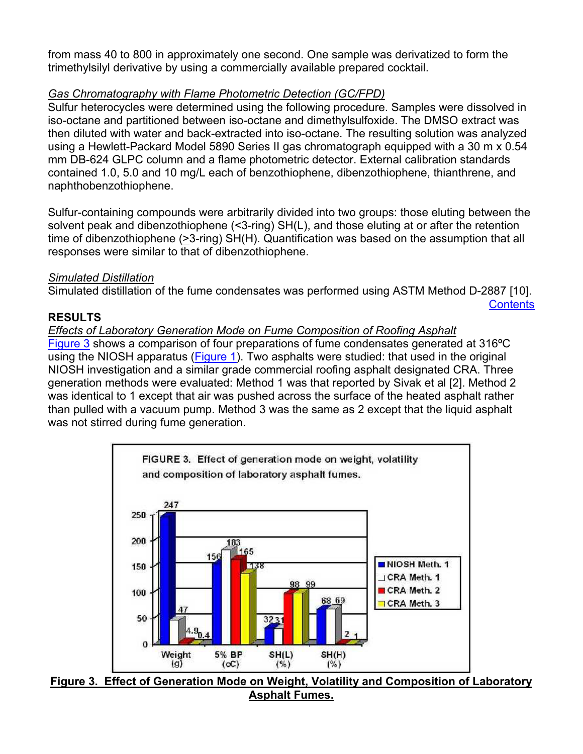from mass 40 to 800 in approximately one second. One sample was derivatized to form the trimethylsilyl derivative by using a commercially available prepared cocktail.

*Gas Chromatography with Flame Photometric Detection (GC/FPD)*

Sulfur heterocycles were determined using the following procedure. Samples were dissolved in iso-octane and partitioned between iso-octane and dimethylsulfoxide. The DMSO extract was then diluted with water and back-extracted into iso-octane. The resulting solution was analyzed using a Hewlett-Packard Model 5890 Series II gas chromatograph equipped with a 30 m x 0.54 mm DB-624 GLPC column and a flame photometric detector. External calibration standards contained 1.0, 5.0 and 10 mg/L each of benzothiophene, dibenzothiophene, thianthrene, and naphthobenzothiophene.

Sulfur-containing compounds were arbitrarily divided into two groups: those eluting between the solvent peak and dibenzothiophene (<3-ring) SH(L), and those eluting at or after the retention time of dibenzothiophene (≥3-ring) SH(H). Quantification was based on the assumption that all responses were similar to that of dibenzothiophene.

*Simulated Distillation*

Simulated distillation of the fume condensates was performed using ASTM Method D-2887 [10].

Contents

## RESULTS

*Effects of Laboratory Generation Mode on Fume Composition of Roofing Asphalt*

Figure 3 shows a comparison of four preparations of fume condensates generated at 316ºC using the NIOSH apparatus (Figure 1). Two asphalts were studied: that used in the original NIOSH investigation and a similar grade commercial roofing asphalt designated CRA. Three generation methods were evaluated: Method 1 was that reported by Sivak et al [2]. Method 2 was identical to 1 except that air was pushed across the surface of the heated asphalt rather than pulled with a vacuum pump. Method 3 was the same as 2 except that the liquid asphalt was not stirred during fume generation.

FIGURE 3. Effect of generation mode on weight, volatility and composition of laboratory asphalt fumes.

| | Weight (g) | 5% BP (oC) | SH(L) (%) | SH(H) (%) |
|---|---|---|---|---|
| NIOSH Meth. 1 | 247 | 156 | 32 | 68 |
| CRA Meth. 1 | 47 | 183 | 31 | 69 |
| CRA Meth. 2 | 4.9 | 165 | 98 | 2 |
| CRA Meth. 3 | 0.4 | 138 | 99 | 1 |

**Figure 3. Effect of Generation Mode on Weight, Volatility and Composition of Laboratory Asphalt Fumes.**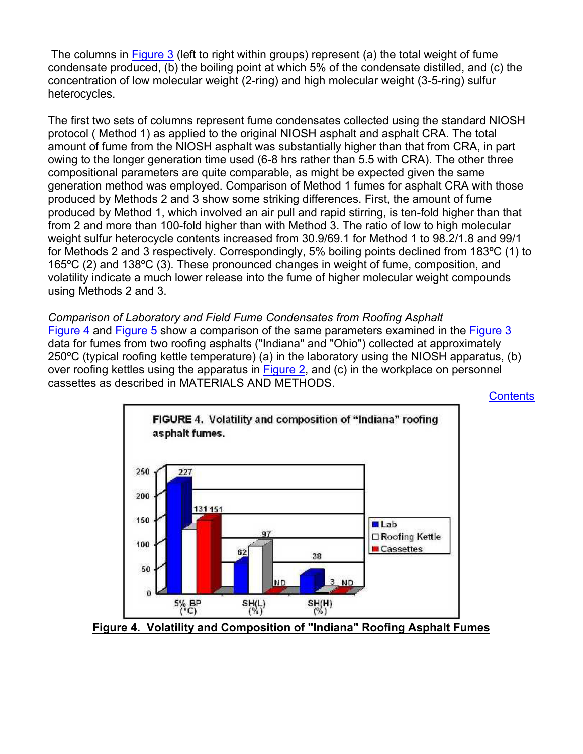The columns in Figure 3 (left to right within groups) represent (a) the total weight of fume condensate produced, (b) the boiling point at which 5% of the condensate distilled, and (c) the concentration of low molecular weight (2-ring) and high molecular weight (3-5-ring) sulfur heterocycles.

The first two sets of columns represent fume condensates collected using the standard NIOSH protocol ( Method 1) as applied to the original NIOSH asphalt and asphalt CRA. The total amount of fume from the NIOSH asphalt was substantially higher than that from CRA, in part owing to the longer generation time used (6-8 hrs rather than 5.5 with CRA). The other three compositional parameters are quite comparable, as might be expected given the same generation method was employed. Comparison of Method 1 fumes for asphalt CRA with those produced by Methods 2 and 3 show some striking differences. First, the amount of fume produced by Method 1, which involved an air pull and rapid stirring, is ten-fold higher than that from 2 and more than 100-fold higher than with Method 3. The ratio of low to high molecular weight sulfur heterocycle contents increased from 30.9/69.1 for Method 1 to 98.2/1.8 and 99/1 for Methods 2 and 3 respectively. Correspondingly, 5% boiling points declined from 183ºC (1) to 165ºC (2) and 138ºC (3). These pronounced changes in weight of fume, composition, and volatility indicate a much lower release into the fume of higher molecular weight compounds using Methods 2 and 3.

*Comparison of Laboratory and Field Fume Condensates from Roofing Asphalt*

Figure 4 and Figure 5 show a comparison of the same parameters examined in the Figure 3 data for fumes from two roofing asphalts ("Indiana" and "Ohio") collected at approximately 250ºC (typical roofing kettle temperature) (a) in the laboratory using the NIOSH apparatus, (b) over roofing kettles using the apparatus in Figure 2, and (c) in the workplace on personnel cassettes as described in MATERIALS AND METHODS.

Contents

**Figure 4. Volatility and Composition of "Indiana" Roofing Asphalt Fumes**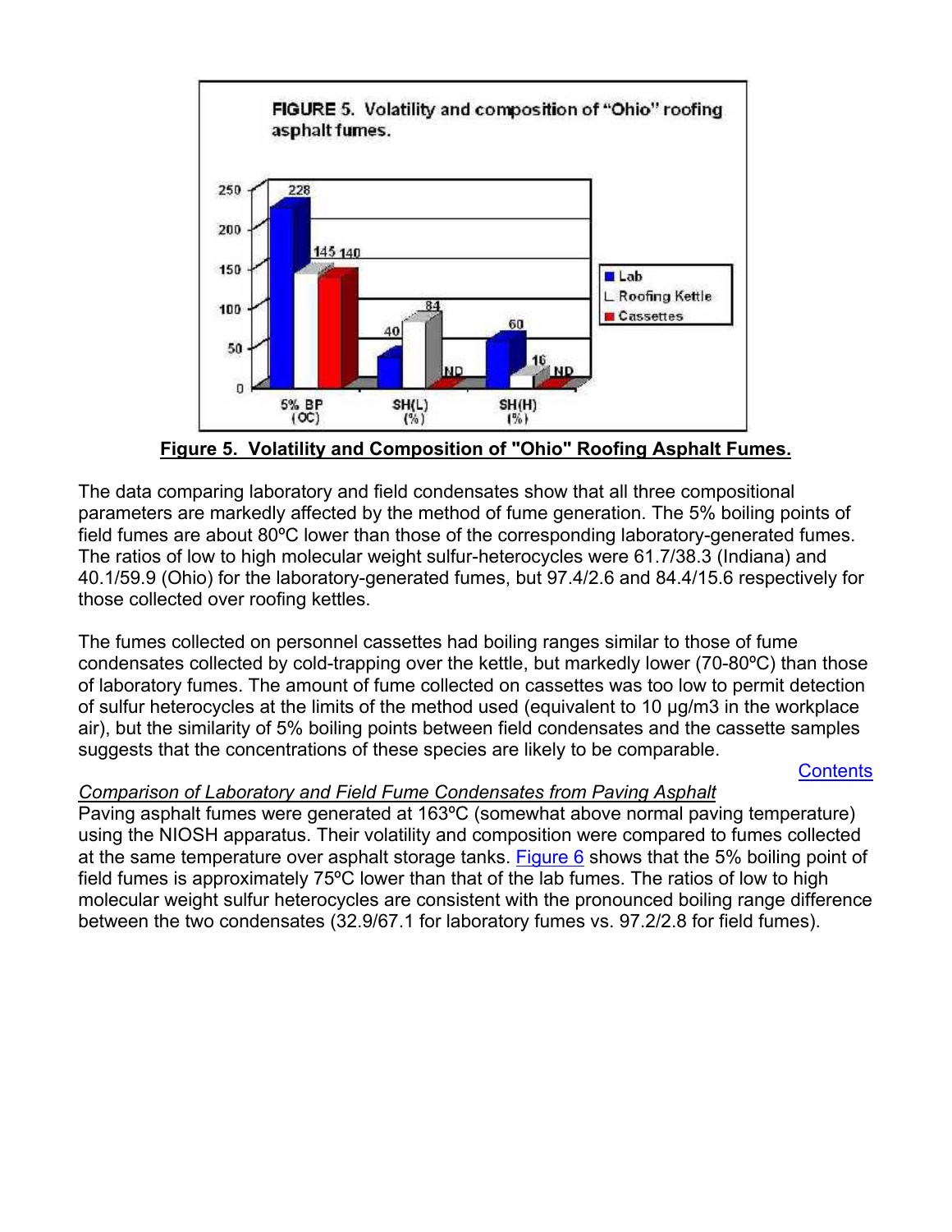**Figure 5. Volatility and Composition of "Ohio" Roofing Asphalt Fumes.**

The data comparing laboratory and field condensates show that all three compositional parameters are markedly affected by the method of fume generation. The 5% boiling points of field fumes are about 80ºC lower than those of the corresponding laboratory-generated fumes. The ratios of low to high molecular weight sulfur-heterocycles were 61.7/38.3 (Indiana) and 40.1/59.9 (Ohio) for the laboratory-generated fumes, but 97.4/2.6 and 84.4/15.6 respectively for those collected over roofing kettles.

The fumes collected on personnel cassettes had boiling ranges similar to those of fume condensates collected by cold-trapping over the kettle, but markedly lower (70-80ºC) than those of laboratory fumes. The amount of fume collected on cassettes was too low to permit detection of sulfur heterocycles at the limits of the method used (equivalent to 10 µg/m3 in the workplace air), but the similarity of 5% boiling points between field condensates and the cassette samples suggests that the concentrations of these species are likely to be comparable.

Contents

*Comparison of Laboratory and Field Fume Condensates from Paving Asphalt*

Paving asphalt fumes were generated at 163ºC (somewhat above normal paving temperature) using the NIOSH apparatus. Their volatility and composition were compared to fumes collected at the same temperature over asphalt storage tanks. Figure 6 shows that the 5% boiling point of field fumes is approximately 75ºC lower than that of the lab fumes. The ratios of low to high molecular weight sulfur heterocycles are consistent with the pronounced boiling range difference between the two condensates (32.9/67.1 for laboratory fumes vs. 97.2/2.8 for field fumes).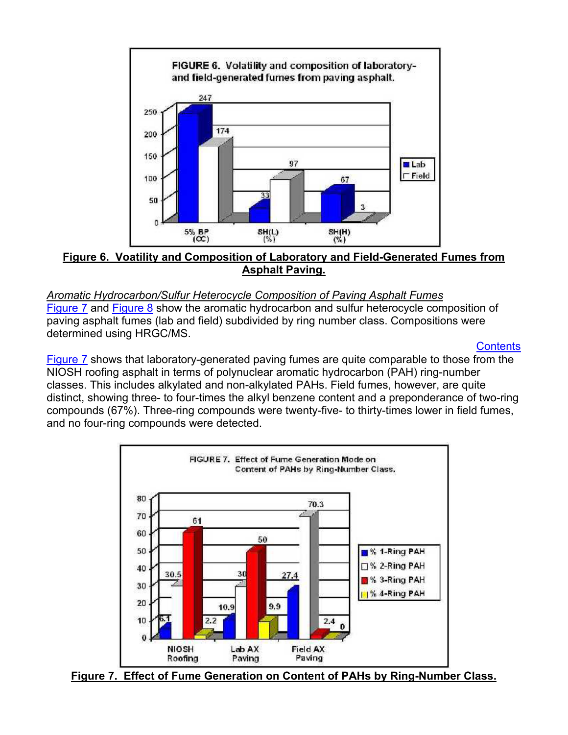**Figure 6. Voatility and Composition of Laboratory and Field-Generated Fumes from Asphalt Paving.**

*Aromatic Hydrocarbon/Sulfur Heterocycle Composition of Paving Asphalt Fumes*

Figure 7 and Figure 8 show the aromatic hydrocarbon and sulfur heterocycle composition of paving asphalt fumes (lab and field) subdivided by ring number class. Compositions were determined using HRGC/MS.

Contents

Figure 7 shows that laboratory-generated paving fumes are quite comparable to those from the NIOSH roofing asphalt in terms of polynuclear aromatic hydrocarbon (PAH) ring-number classes. This includes alkylated and non-alkylated PAHs. Field fumes, however, are quite distinct, showing three- to four-times the alkyl benzene content and a preponderance of two-ring compounds (67%). Three-ring compounds were twenty-five- to thirty-times lower in field fumes, and no four-ring compounds were detected.

**Figure 7. Effect of Fume Generation on Content of PAHs by Ring-Number Class.**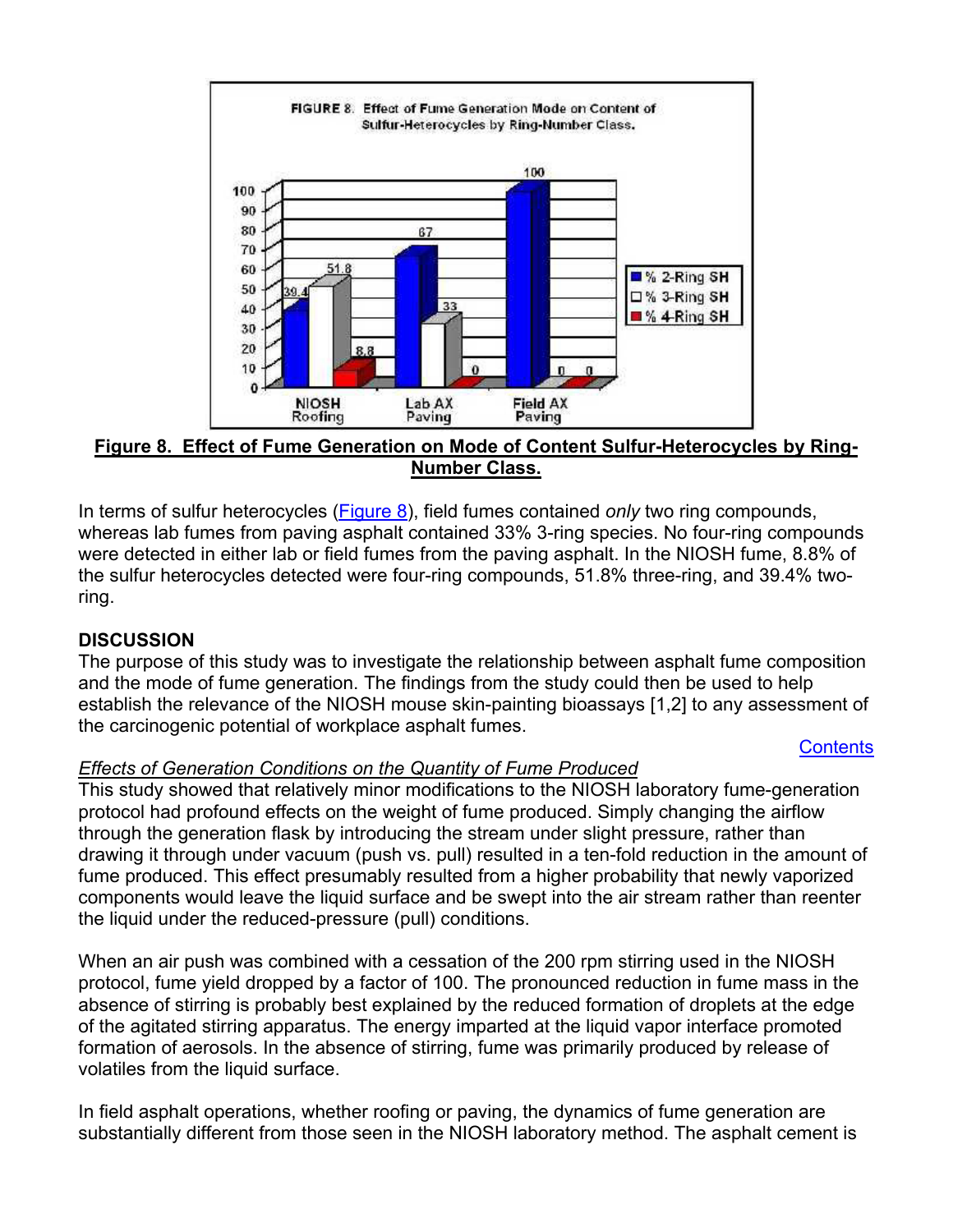**Figure 8. Effect of Fume Generation on Mode of Content Sulfur-Heterocycles by Ring-Number Class.**

In terms of sulfur heterocycles (Figure 8), field fumes contained *only* two ring compounds, whereas lab fumes from paving asphalt contained 33% 3-ring species. No four-ring compounds were detected in either lab or field fumes from the paving asphalt. In the NIOSH fume, 8.8% of the sulfur heterocycles detected were four-ring compounds, 51.8% three-ring, and 39.4% two-ring.

## DISCUSSION

The purpose of this study was to investigate the relationship between asphalt fume composition and the mode of fume generation. The findings from the study could then be used to help establish the relevance of the NIOSH mouse skin-painting bioassays [1,2] to any assessment of the carcinogenic potential of workplace asphalt fumes.

Contents

*Effects of Generation Conditions on the Quantity of Fume Produced*

This study showed that relatively minor modifications to the NIOSH laboratory fume-generation protocol had profound effects on the weight of fume produced. Simply changing the airflow through the generation flask by introducing the stream under slight pressure, rather than drawing it through under vacuum (push vs. pull) resulted in a ten-fold reduction in the amount of fume produced. This effect presumably resulted from a higher probability that newly vaporized components would leave the liquid surface and be swept into the air stream rather than reenter the liquid under the reduced-pressure (pull) conditions.

When an air push was combined with a cessation of the 200 rpm stirring used in the NIOSH protocol, fume yield dropped by a factor of 100. The pronounced reduction in fume mass in the absence of stirring is probably best explained by the reduced formation of droplets at the edge of the agitated stirring apparatus. The energy imparted at the liquid vapor interface promoted formation of aerosols. In the absence of stirring, fume was primarily produced by release of volatiles from the liquid surface.

In field asphalt operations, whether roofing or paving, the dynamics of fume generation are substantially different from those seen in the NIOSH laboratory method. The asphalt cement is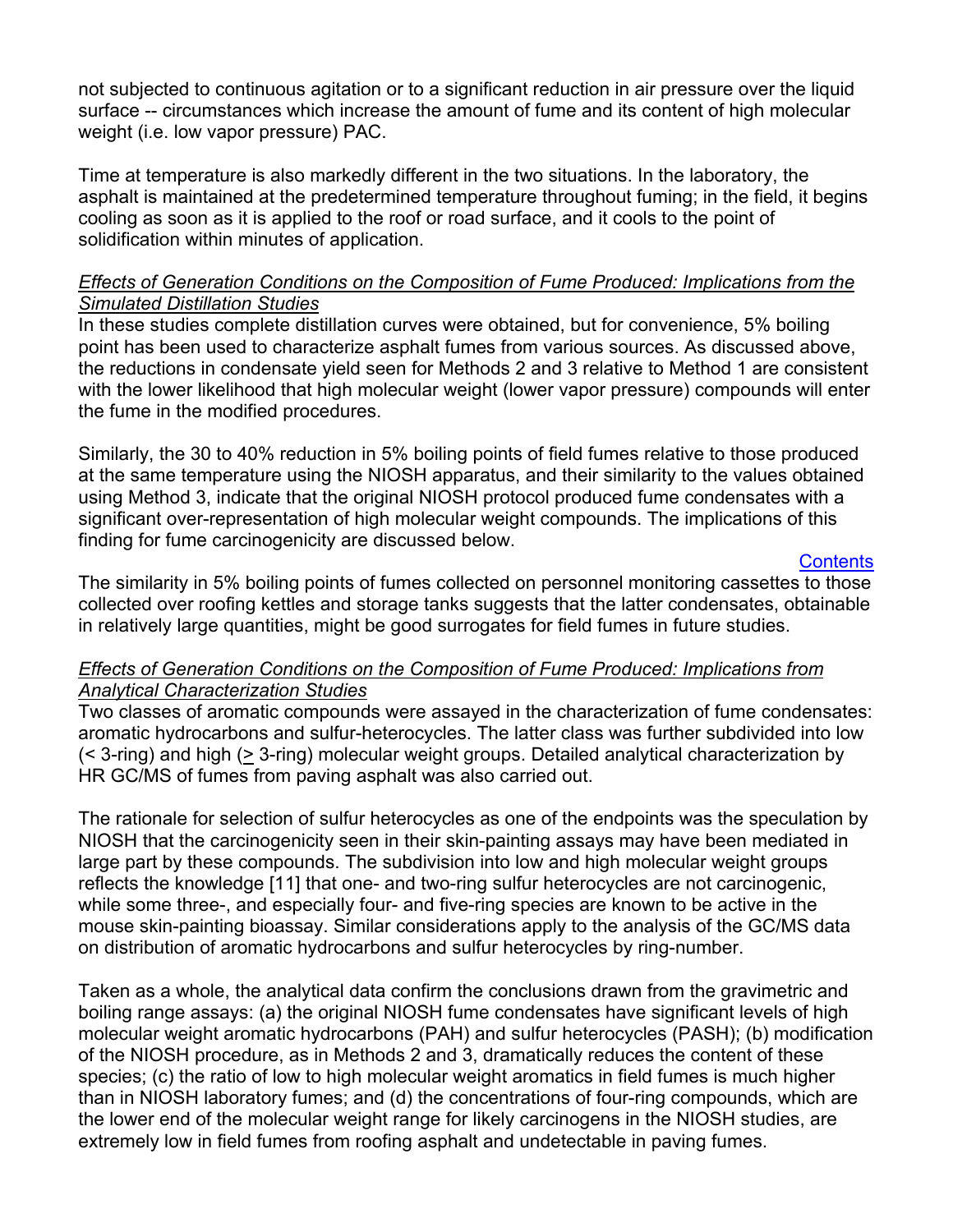not subjected to continuous agitation or to a significant reduction in air pressure over the liquid surface -- circumstances which increase the amount of fume and its content of high molecular weight (i.e. low vapor pressure) PAC.

Time at temperature is also markedly different in the two situations. In the laboratory, the asphalt is maintained at the predetermined temperature throughout fuming; in the field, it begins cooling as soon as it is applied to the roof or road surface, and it cools to the point of solidification within minutes of application.

*Effects of Generation Conditions on the Composition of Fume Produced: Implications from the Simulated Distillation Studies*

In these studies complete distillation curves were obtained, but for convenience, 5% boiling point has been used to characterize asphalt fumes from various sources. As discussed above, the reductions in condensate yield seen for Methods 2 and 3 relative to Method 1 are consistent with the lower likelihood that high molecular weight (lower vapor pressure) compounds will enter the fume in the modified procedures.

Similarly, the 30 to 40% reduction in 5% boiling points of field fumes relative to those produced at the same temperature using the NIOSH apparatus, and their similarity to the values obtained using Method 3, indicate that the original NIOSH protocol produced fume condensates with a significant over-representation of high molecular weight compounds. The implications of this finding for fume carcinogenicity are discussed below.

Contents

The similarity in 5% boiling points of fumes collected on personnel monitoring cassettes to those collected over roofing kettles and storage tanks suggests that the latter condensates, obtainable in relatively large quantities, might be good surrogates for field fumes in future studies.

*Effects of Generation Conditions on the Composition of Fume Produced: Implications from Analytical Characterization Studies*

Two classes of aromatic compounds were assayed in the characterization of fume condensates: aromatic hydrocarbons and sulfur-heterocycles. The latter class was further subdivided into low (< 3-ring) and high (≥ 3-ring) molecular weight groups. Detailed analytical characterization by HR GC/MS of fumes from paving asphalt was also carried out.

The rationale for selection of sulfur heterocycles as one of the endpoints was the speculation by NIOSH that the carcinogenicity seen in their skin-painting assays may have been mediated in large part by these compounds. The subdivision into low and high molecular weight groups reflects the knowledge [11] that one- and two-ring sulfur heterocycles are not carcinogenic, while some three-, and especially four- and five-ring species are known to be active in the mouse skin-painting bioassay. Similar considerations apply to the analysis of the GC/MS data on distribution of aromatic hydrocarbons and sulfur heterocycles by ring-number.

Taken as a whole, the analytical data confirm the conclusions drawn from the gravimetric and boiling range assays: (a) the original NIOSH fume condensates have significant levels of high molecular weight aromatic hydrocarbons (PAH) and sulfur heterocycles (PASH); (b) modification of the NIOSH procedure, as in Methods 2 and 3, dramatically reduces the content of these species; (c) the ratio of low to high molecular weight aromatics in field fumes is much higher than in NIOSH laboratory fumes; and (d) the concentrations of four-ring compounds, which are the lower end of the molecular weight range for likely carcinogens in the NIOSH studies, are extremely low in field fumes from roofing asphalt and undetectable in paving fumes.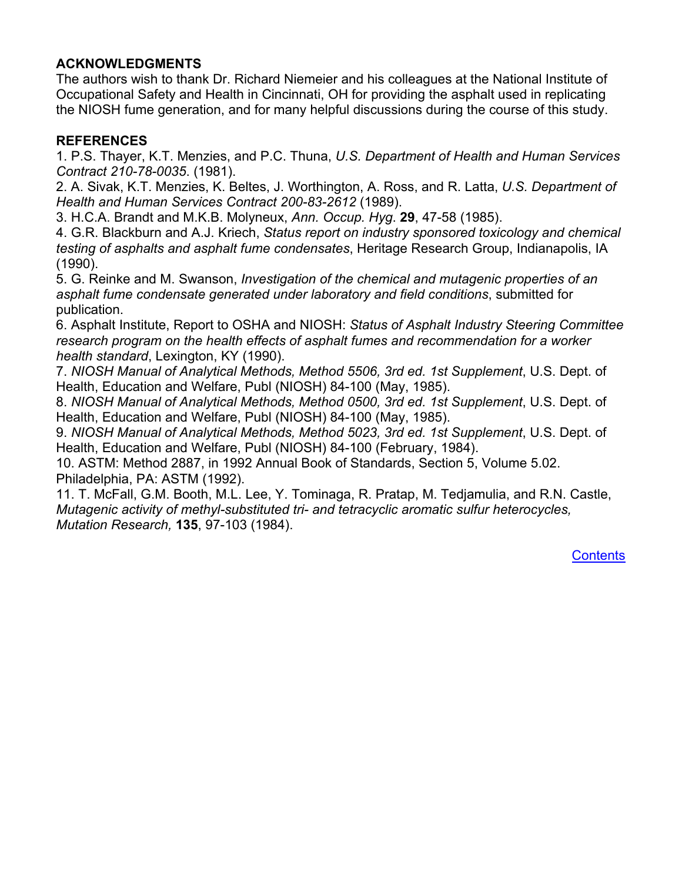## ACKNOWLEDGMENTS

The authors wish to thank Dr. Richard Niemeier and his colleagues at the National Institute of Occupational Safety and Health in Cincinnati, OH for providing the asphalt used in replicating the NIOSH fume generation, and for many helpful discussions during the course of this study.

## REFERENCES

1. P.S. Thayer, K.T. Menzies, and P.C. Thuna, *U.S. Department of Health and Human Services Contract 210-78-0035*. (1981).
2. A. Sivak, K.T. Menzies, K. Beltes, J. Worthington, A. Ross, and R. Latta, *U.S. Department of Health and Human Services Contract 200-83-2612* (1989).
3. H.C.A. Brandt and M.K.B. Molyneux, *Ann. Occup. Hyg*. **29**, 47-58 (1985).
4. G.R. Blackburn and A.J. Kriech, *Status report on industry sponsored toxicology and chemical testing of asphalts and asphalt fume condensates*, Heritage Research Group, Indianapolis, IA (1990).
5. G. Reinke and M. Swanson, *Investigation of the chemical and mutagenic properties of an asphalt fume condensate generated under laboratory and field conditions*, submitted for publication.
6. Asphalt Institute, Report to OSHA and NIOSH: *Status of Asphalt Industry Steering Committee research program on the health effects of asphalt fumes and recommendation for a worker health standard*, Lexington, KY (1990).
7. *NIOSH Manual of Analytical Methods, Method 5506, 3rd ed. 1st Supplement*, U.S. Dept. of Health, Education and Welfare, Publ (NIOSH) 84-100 (May, 1985).
8. *NIOSH Manual of Analytical Methods, Method 0500, 3rd ed. 1st Supplement*, U.S. Dept. of Health, Education and Welfare, Publ (NIOSH) 84-100 (May, 1985).
9. *NIOSH Manual of Analytical Methods, Method 5023, 3rd ed. 1st Supplement*, U.S. Dept. of Health, Education and Welfare, Publ (NIOSH) 84-100 (February, 1984).
10. ASTM: Method 2887, in 1992 Annual Book of Standards, Section 5, Volume 5.02. Philadelphia, PA: ASTM (1992).
11. T. McFall, G.M. Booth, M.L. Lee, Y. Tominaga, R. Pratap, M. Tedjamulia, and R.N. Castle, *Mutagenic activity of methyl-substituted tri- and tetracyclic aromatic sulfur heterocycles, Mutation Research,* **135**, 97-103 (1984).

Contents